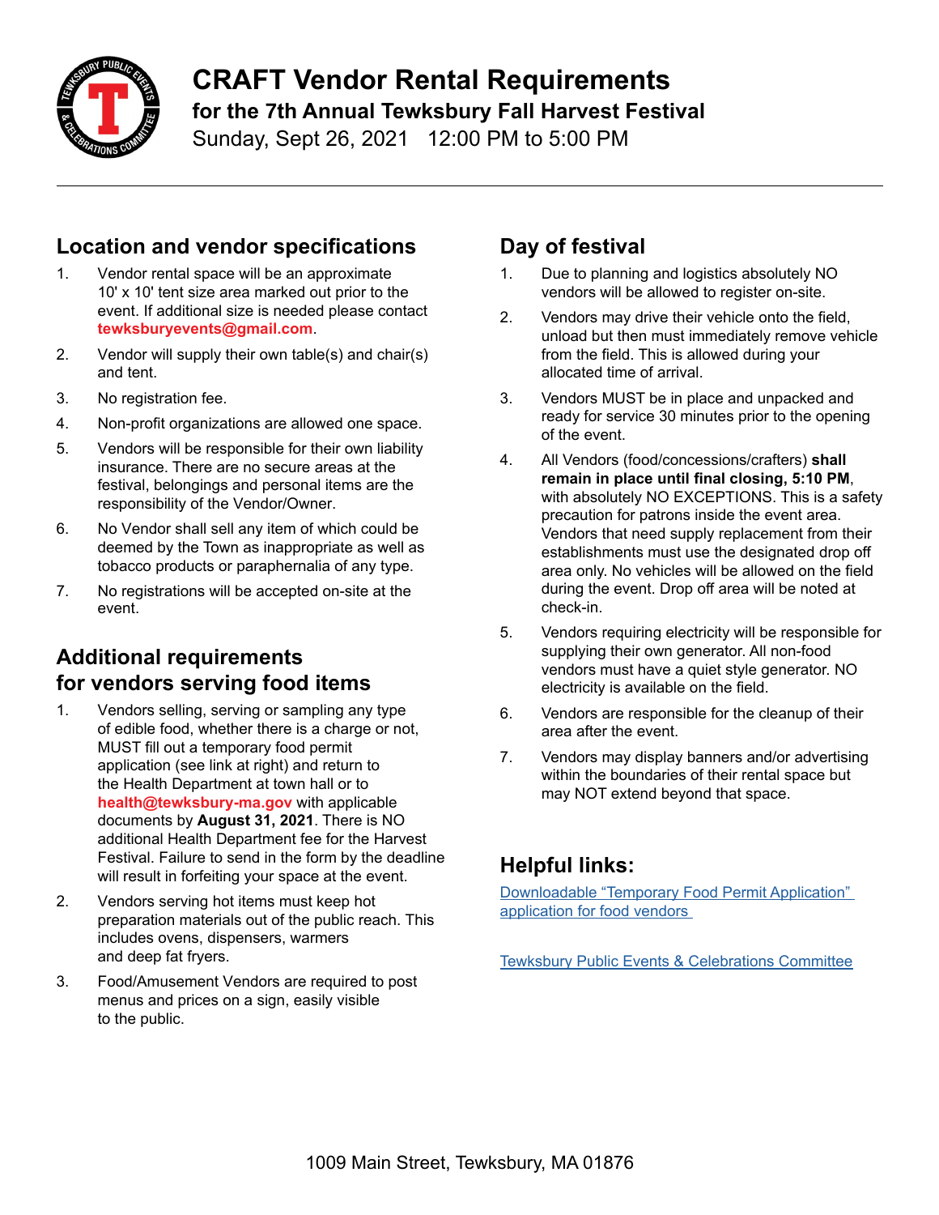# CRAFT Vendor Rental Requirements

## for the 7th Annual Tewksbury Fall Harvest Festival

Sunday, Sept 26, 2021   12:00 PM to 5:00 PM

## Location and vendor specifications

1. Vendor rental space will be an approximate 10' x 10' tent size area marked out prior to the event. If additional size is needed please contact **tewksburyevents@gmail.com**.
2. Vendor will supply their own table(s) and chair(s) and tent.
3. No registration fee.
4. Non-profit organizations are allowed one space.
5. Vendors will be responsible for their own liability insurance. There are no secure areas at the festival, belongings and personal items are the responsibility of the Vendor/Owner.
6. No Vendor shall sell any item of which could be deemed by the Town as inappropriate as well as tobacco products or paraphernalia of any type.
7. No registrations will be accepted on-site at the event.

## Additional requirements for vendors serving food items

1. Vendors selling, serving or sampling any type of edible food, whether there is a charge or not, MUST fill out a temporary food permit application (see link at right) and return to the Health Department at town hall or to **health@tewksbury-ma.gov** with applicable documents by **August 31, 2021**. There is NO additional Health Department fee for the Harvest Festival. Failure to send in the form by the deadline will result in forfeiting your space at the event.
2. Vendors serving hot items must keep hot preparation materials out of the public reach. This includes ovens, dispensers, warmers and deep fat fryers.
3. Food/Amusement Vendors are required to post menus and prices on a sign, easily visible to the public.

## Day of festival

1. Due to planning and logistics absolutely NO vendors will be allowed to register on-site.
2. Vendors may drive their vehicle onto the field, unload but then must immediately remove vehicle from the field. This is allowed during your allocated time of arrival.
3. Vendors MUST be in place and unpacked and ready for service 30 minutes prior to the opening of the event.
4. All Vendors (food/concessions/crafters) **shall remain in place until final closing, 5:10 PM**, with absolutely NO EXCEPTIONS. This is a safety precaution for patrons inside the event area. Vendors that need supply replacement from their establishments must use the designated drop off area only. No vehicles will be allowed on the field during the event. Drop off area will be noted at check-in.
5. Vendors requiring electricity will be responsible for supplying their own generator. All non-food vendors must have a quiet style generator. NO electricity is available on the field.
6. Vendors are responsible for the cleanup of their area after the event.
7. Vendors may display banners and/or advertising within the boundaries of their rental space but may NOT extend beyond that space.

## Helpful links:

Downloadable "Temporary Food Permit Application" application for food vendors

Tewksbury Public Events & Celebrations Committee

1009 Main Street, Tewksbury, MA 01876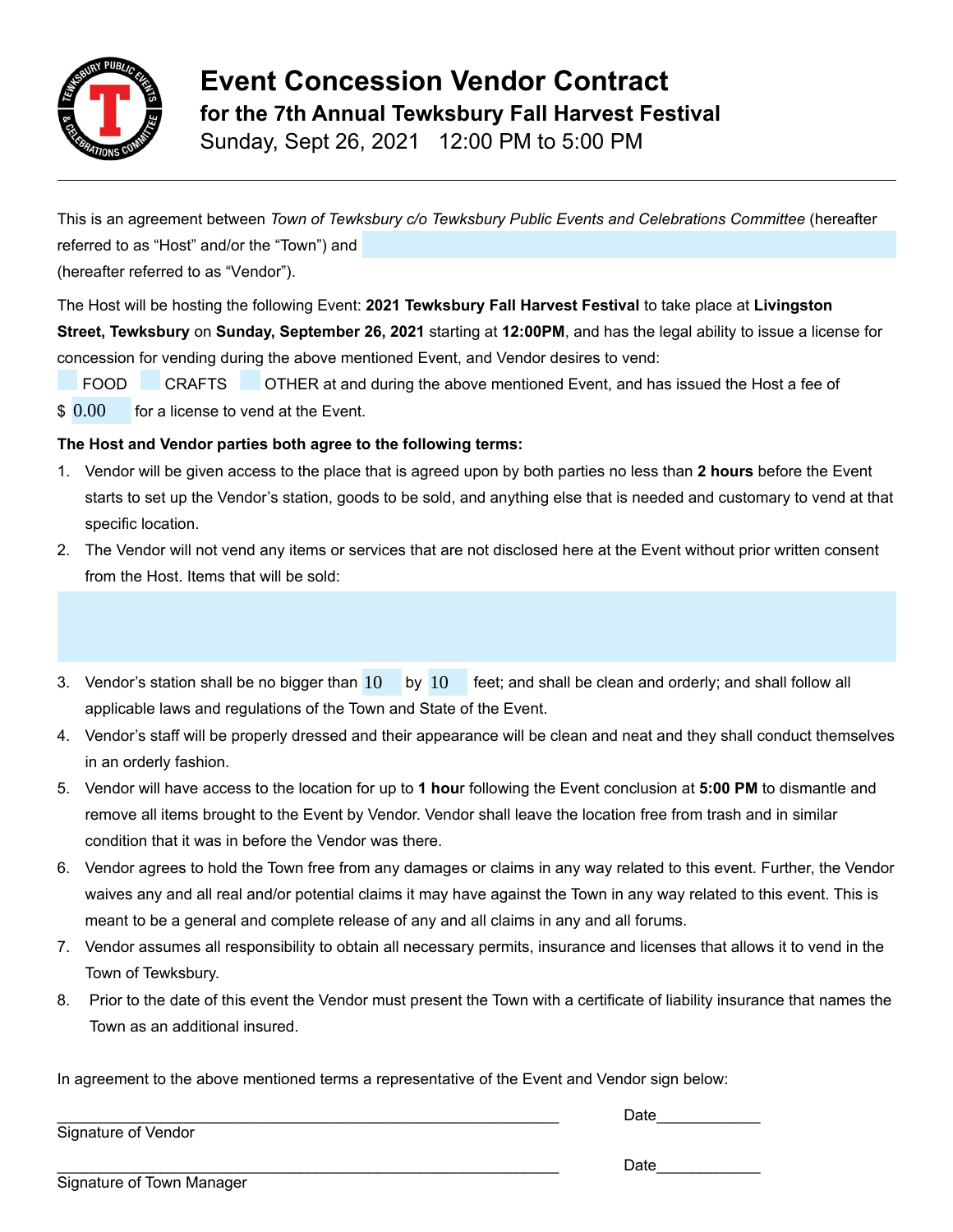# Event Concession Vendor Contract

## for the 7th Annual Tewksbury Fall Harvest Festival

Sunday, Sept 26, 2021 12:00 PM to 5:00 PM

---

This is an agreement between *Town of Tewksbury c/o Tewksbury Public Events and Celebrations Committee* (hereafter referred to as "Host" and/or the "Town") and ______________________ (hereafter referred to as "Vendor").

The Host will be hosting the following Event: **2021 Tewksbury Fall Harvest Festival** to take place at **Livingston Street, Tewksbury** on **Sunday, September 26, 2021** starting at **12:00PM**, and has the legal ability to issue a license for concession for vending during the above mentioned Event, and Vendor desires to vend:

☐ FOOD ☐ CRAFTS ☐ OTHER at and during the above mentioned Event, and has issued the Host a fee of $ 0.00 for a license to vend at the Event.

**The Host and Vendor parties both agree to the following terms:**

1. Vendor will be given access to the place that is agreed upon by both parties no less than **2 hours** before the Event starts to set up the Vendor's station, goods to be sold, and anything else that is needed and customary to vend at that specific location.
2. The Vendor will not vend any items or services that are not disclosed here at the Event without prior written consent from the Host. Items that will be sold:

   ______________________

3. Vendor's station shall be no bigger than 10 by 10 feet; and shall be clean and orderly; and shall follow all applicable laws and regulations of the Town and State of the Event.
4. Vendor's staff will be properly dressed and their appearance will be clean and neat and they shall conduct themselves in an orderly fashion.
5. Vendor will have access to the location for up to **1 hour** following the Event conclusion at **5:00 PM** to dismantle and remove all items brought to the Event by Vendor. Vendor shall leave the location free from trash and in similar condition that it was in before the Vendor was there.
6. Vendor agrees to hold the Town free from any damages or claims in any way related to this event. Further, the Vendor waives any and all real and/or potential claims it may have against the Town in any way related to this event. This is meant to be a general and complete release of any and all claims in any and all forums.
7. Vendor assumes all responsibility to obtain all necessary permits, insurance and licenses that allows it to vend in the Town of Tewksbury.
8. Prior to the date of this event the Vendor must present the Town with a certificate of liability insurance that names the Town as an additional insured.

In agreement to the above mentioned terms a representative of the Event and Vendor sign below:

______________________________________________ Date____________

Signature of Vendor

______________________________________________ Date____________

Signature of Town Manager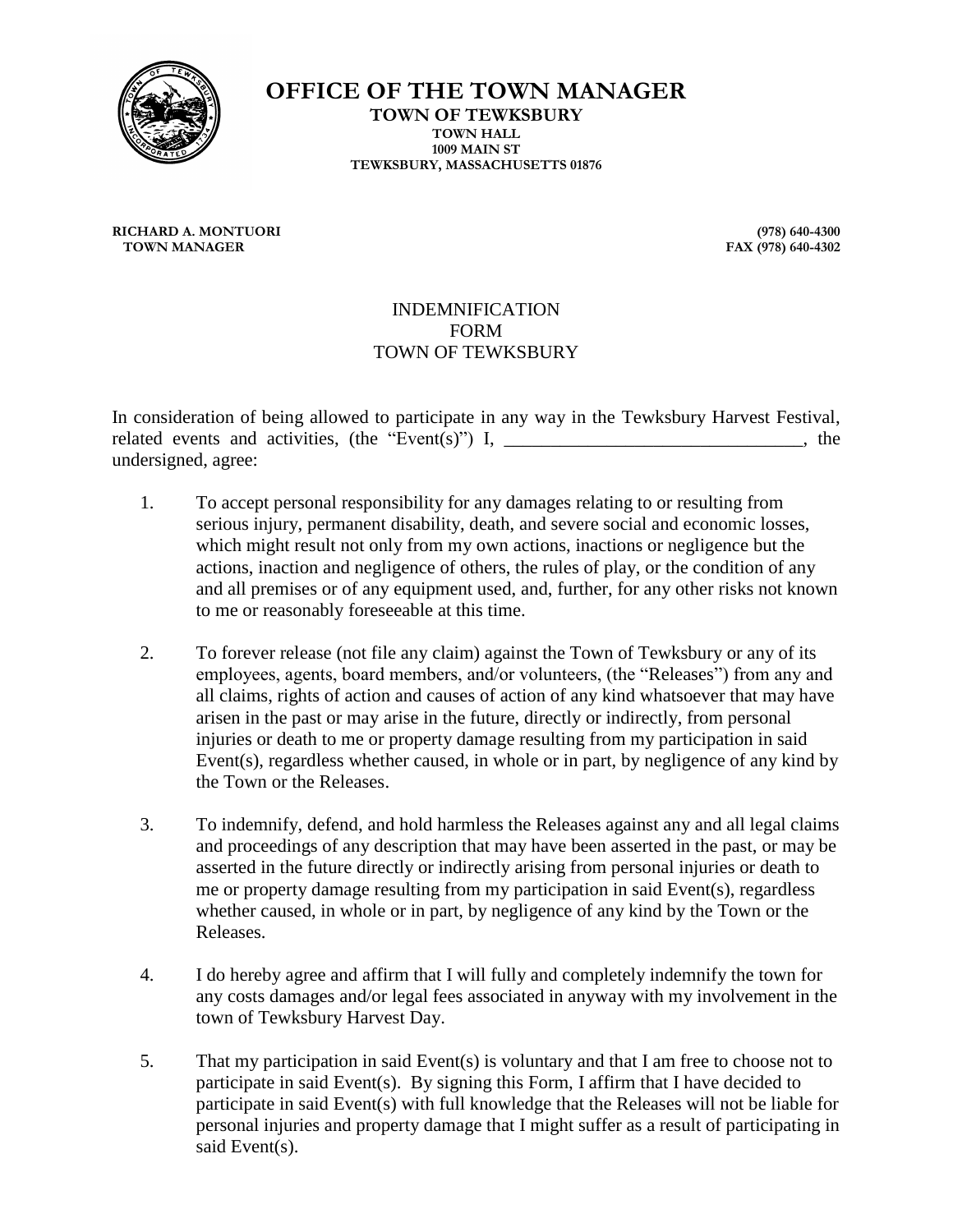# OFFICE OF THE TOWN MANAGER

**TOWN OF TEWKSBURY**
**TOWN HALL**
**1009 MAIN ST**
**TEWKSBURY, MASSACHUSETTS 01876**

**RICHARD A. MONTUORI**
**TOWN MANAGER**

**(978) 640-4300**
**FAX (978) 640-4302**

INDEMNIFICATION
FORM
TOWN OF TEWKSBURY

In consideration of being allowed to participate in any way in the Tewksbury Harvest Festival, related events and activities, (the "Event(s)") I, ________________________________, the undersigned, agree:

1. To accept personal responsibility for any damages relating to or resulting from serious injury, permanent disability, death, and severe social and economic losses, which might result not only from my own actions, inactions or negligence but the actions, inaction and negligence of others, the rules of play, or the condition of any and all premises or of any equipment used, and, further, for any other risks not known to me or reasonably foreseeable at this time.

2. To forever release (not file any claim) against the Town of Tewksbury or any of its employees, agents, board members, and/or volunteers, (the "Releases") from any and all claims, rights of action and causes of action of any kind whatsoever that may have arisen in the past or may arise in the future, directly or indirectly, from personal injuries or death to me or property damage resulting from my participation in said Event(s), regardless whether caused, in whole or in part, by negligence of any kind by the Town or the Releases.

3. To indemnify, defend, and hold harmless the Releases against any and all legal claims and proceedings of any description that may have been asserted in the past, or may be asserted in the future directly or indirectly arising from personal injuries or death to me or property damage resulting from my participation in said Event(s), regardless whether caused, in whole or in part, by negligence of any kind by the Town or the Releases.

4. I do hereby agree and affirm that I will fully and completely indemnify the town for any costs damages and/or legal fees associated in anyway with my involvement in the town of Tewksbury Harvest Day.

5. That my participation in said Event(s) is voluntary and that I am free to choose not to participate in said Event(s). By signing this Form, I affirm that I have decided to participate in said Event(s) with full knowledge that the Releases will not be liable for personal injuries and property damage that I might suffer as a result of participating in said Event(s).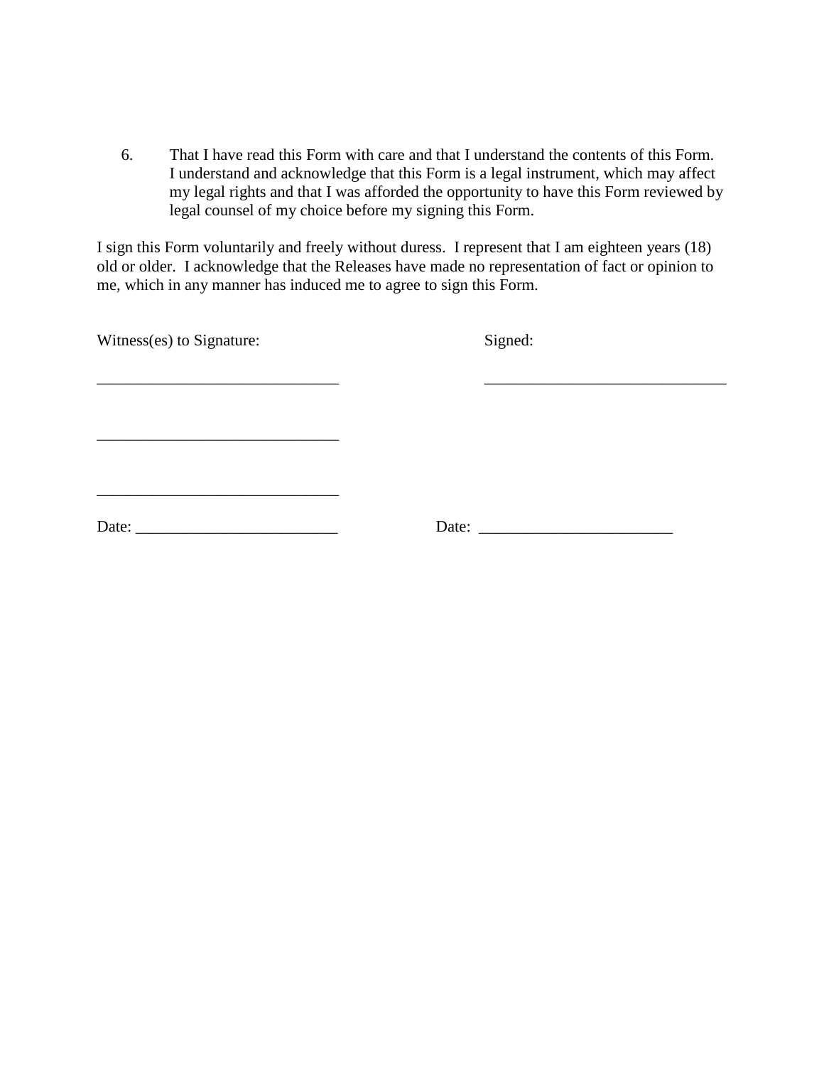6. That I have read this Form with care and that I understand the contents of this Form. I understand and acknowledge that this Form is a legal instrument, which may affect my legal rights and that I was afforded the opportunity to have this Form reviewed by legal counsel of my choice before my signing this Form.

I sign this Form voluntarily and freely without duress. I represent that I am eighteen years (18) old or older. I acknowledge that the Releases have made no representation of fact or opinion to me, which in any manner has induced me to agree to sign this Form.

Witness(es) to Signature:

______________________________

______________________________

______________________________

Date: _________________________

Signed:

______________________________

Date: ________________________